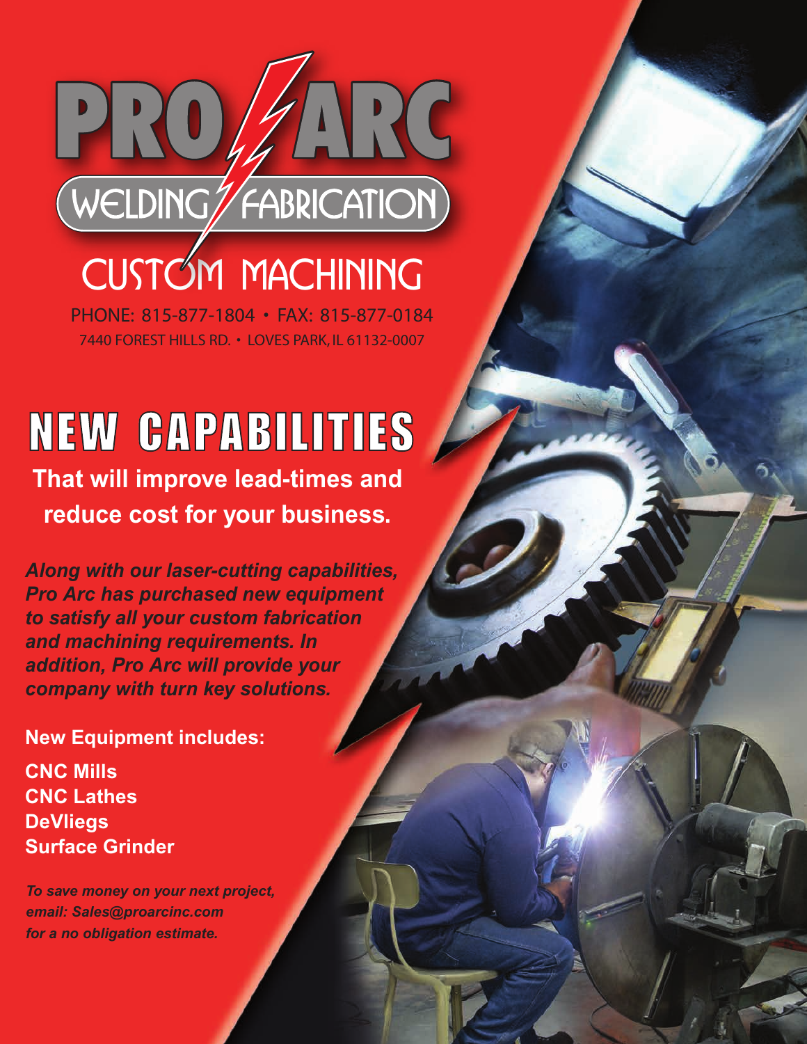# PRO ARC

## WELDING FABRICATION

## CUSTOM MACHINING

PHONE: 815-877-1804 • FAX: 815-877-0184

7440 FOREST HILLS RD. • LOVES PARK, IL 61132-0007

# NEW CAPABILITIES

**That will improve lead-times and reduce cost for your business.**

***Along with our laser-cutting capabilities, Pro Arc has purchased new equipment to satisfy all your custom fabrication and machining requirements. In addition, Pro Arc will provide your company with turn key solutions.***

**New Equipment includes:**

**CNC Mills**
**CNC Lathes**
**DeVliegs**
**Surface Grinder**

***To save money on your next project, email: Sales@proarcinc.com for a no obligation estimate.***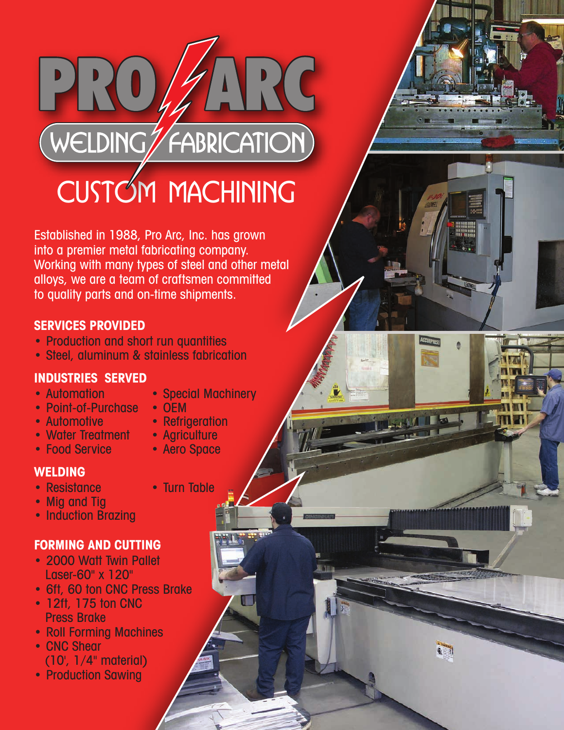# PRO ARC

## WELDING FABRICATION

## CUSTOM MACHINING

Established in 1988, Pro Arc, Inc. has grown into a premier metal fabricating company. Working with many types of steel and other metal alloys, we are a team of craftsmen committed to quality parts and on-time shipments.

### SERVICES PROVIDED

- Production and short run quantities
- Steel, aluminum & stainless fabrication

### INDUSTRIES SERVED

- Automation
- Point-of-Purchase
- Automotive
- Water Treatment
- Food Service
- Special Machinery
- OEM
- Refrigeration
- Agriculture
- Aero Space

### WELDING

- Resistance
- Mig and Tig
- Induction Brazing
- Turn Table

### FORMING AND CUTTING

- 2000 Watt Twin Pallet Laser-60" x 120"
- 6ft, 60 ton CNC Press Brake
- 12ft, 175 ton CNC Press Brake
- Roll Forming Machines
- CNC Shear (10', 1/4" material)
- Production Sawing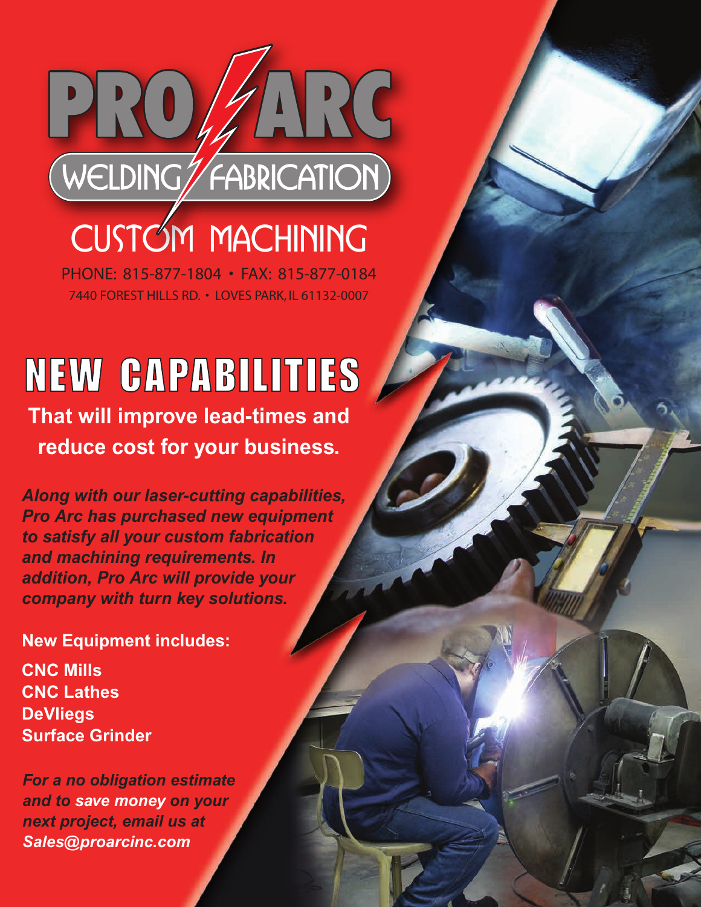# PRO ARC

## WELDING FABRICATION

## CUSTOM MACHINING

PHONE: 815-877-1804 • FAX: 815-877-0184

7440 FOREST HILLS RD. • LOVES PARK, IL 61132-0007

# NEW CAPABILITIES

**That will improve lead-times and reduce cost for your business.**

***Along with our laser-cutting capabilities, Pro Arc has purchased new equipment to satisfy all your custom fabrication and machining requirements. In addition, Pro Arc will provide your company with turn key solutions.***

**New Equipment includes:**

**CNC Mills**
**CNC Lathes**
**DeVliegs**
**Surface Grinder**

***For a no obligation estimate and to save money on your next project, email us at Sales@proarcinc.com***